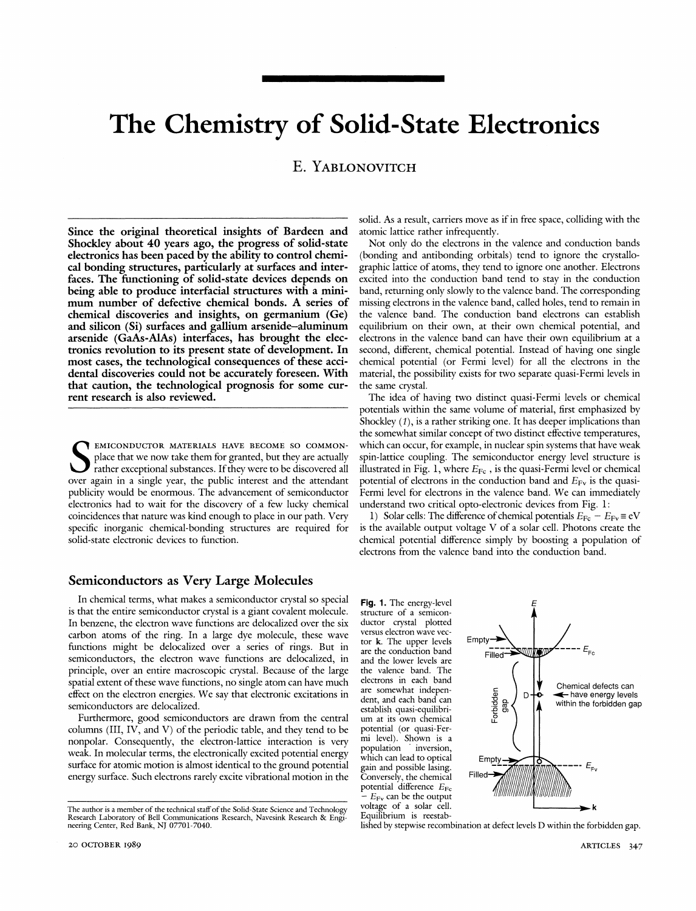# The Chemistry of Solid-State Electronics

E. YABLONOVITCH

**Since the original theoretical insights of Bardeen and Shockley about 40 years ago, the progress of solid-state electronics has been paced by the ability to control chemical bonding structures, particularly at surfaces and interfaces. The functioning of solid-state devices depends on being able to produce interfacial structures with a minimum number of defective chemical bonds. A series of chemical discoveries and insights, on germanium (Ge) and silicon (Si) surfaces and gallium arsenide–aluminum arsenide (GaAs-AlAs) interfaces, has brought the electronics revolution to its present state of development. In most cases, the technological consequences of these accidental discoveries could not be accurately foreseen. With that caution, the technological prognosis for some current research is also reviewed.**

SEMICONDUCTOR MATERIALS HAVE BECOME SO COMMONplace that we now take them for granted, but they are actually rather exceptional substances. If they were to be discovered all over again in a single year, the public interest and the attendant publicity would be enormous. The advancement of semiconductor electronics had to wait for the discovery of a few lucky chemical coincidences that nature was kind enough to place in our path. Very specific inorganic chemical-bonding structures are required for solid-state electronic devices to function.

## Semiconductors as Very Large Molecules

In chemical terms, what makes a semiconductor crystal so special is that the entire semiconductor crystal is a giant covalent molecule. In benzene, the electron wave functions are delocalized over the six carbon atoms of the ring. In a large dye molecule, these wave functions might be delocalized over a series of rings. But in semiconductors, the electron wave functions are delocalized, in principle, over an entire macroscopic crystal. Because of the large spatial extent of these wave functions, no single atom can have much effect on the electron energies. We say that electronic excitations in semiconductors are delocalized.

Furthermore, good semiconductors are drawn from the central columns (III, IV, and V) of the periodic table, and they tend to be nonpolar. Consequently, the electron-lattice interaction is very weak. In molecular terms, the electronically excited potential energy surface for atomic motion is almost identical to the ground potential energy surface. Such electrons rarely excite vibrational motion in the solid. As a result, carriers move as if in free space, colliding with the atomic lattice rather infrequently.

Not only do the electrons in the valence and conduction bands (bonding and antibonding orbitals) tend to ignore the crystallographic lattice of atoms, they tend to ignore one another. Electrons excited into the conduction band tend to stay in the conduction band, returning only slowly to the valence band. The corresponding missing electrons in the valence band, called holes, tend to remain in the valence band. The conduction band electrons can establish equilibrium on their own, at their own chemical potential, and electrons in the valence band can have their own equilibrium at a second, different, chemical potential. Instead of having one single chemical potential (or Fermi level) for all the electrons in the material, the possibility exists for two separate quasi-Fermi levels in the same crystal.

The idea of having two distinct quasi-Fermi levels or chemical potentials within the same volume of material, first emphasized by Shockley (*1*), is a rather striking one. It has deeper implications than the somewhat similar concept of two distinct effective temperatures, which can occur, for example, in nuclear spin systems that have weak spin-lattice coupling. The semiconductor energy level structure is illustrated in Fig. 1, where $E_{Fc}$, is the quasi-Fermi level or chemical potential of electrons in the conduction band and $E_{Fv}$ is the quasi-Fermi level for electrons in the valence band. We can immediately understand two critical opto-electronic devices from Fig. 1:

1) Solar cells: The difference of chemical potentials $E_{Fc} - E_{Fv} \equiv eV$ is the available output voltage V of a solar cell. Photons create the chemical potential difference simply by boosting a population of electrons from the valence band into the conduction band.

**Fig. 1.** The energy-level structure of a semiconductor crystal plotted versus electron wave vector **k**. The upper levels are the conduction band and the lower levels are the valence band. The electrons in each band are somewhat independent, and each band can establish quasi-equilibrium at its own chemical potential (or quasi-Fermi level). Shown is a population inversion, which can lead to optical gain and possible lasing. Conversely, the chemical potential difference $E_{Fc} - E_{Fv}$ can be the output voltage of a solar cell. Equilibrium is reestablished by stepwise recombination at defect levels D within the forbidden gap.

---

The author is a member of the technical staff of the Solid-State Science and Technology Research Laboratory of Bell Communications Research, Navesink Research & Engineering Center, Red Bank, NJ 07701-7040.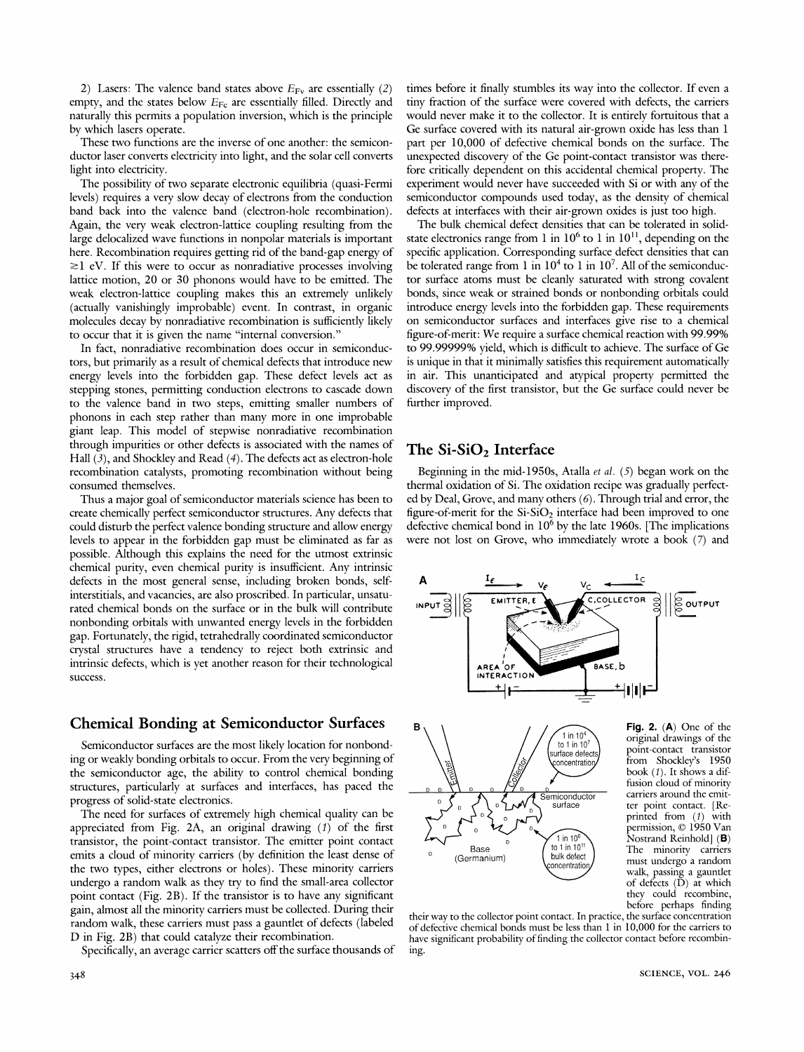2) Lasers: The valence band states above $E_{Fv}$ are essentially (2) empty, and the states below $E_{Fc}$ are essentially filled. Directly and naturally this permits a population inversion, which is the principle by which lasers operate.

These two functions are the inverse of one another: the semiconductor laser converts electricity into light, and the solar cell converts light into electricity.

The possibility of two separate electronic equilibria (quasi-Fermi levels) requires a very slow decay of electrons from the conduction band back into the valence band (electron-hole recombination). Again, the very weak electron-lattice coupling resulting from the large delocalized wave functions in nonpolar materials is important here. Recombination requires getting rid of the band-gap energy of $\gtrsim 1$ eV. If this were to occur as nonradiative processes involving lattice motion, 20 or 30 phonons would have to be emitted. The weak electron-lattice coupling makes this an extremely unlikely (actually vanishingly improbable) event. In contrast, in organic molecules decay by nonradiative recombination is sufficiently likely to occur that it is given the name "internal conversion."

In fact, nonradiative recombination does occur in semiconductors, but primarily as a result of chemical defects that introduce new energy levels into the forbidden gap. These defect levels act as stepping stones, permitting conduction electrons to cascade down to the valence band in two steps, emitting smaller numbers of phonons in each step rather than many more in one improbable giant leap. This model of stepwise nonradiative recombination through impurities or other defects is associated with the names of Hall (3), and Shockley and Read (4). The defects act as electron-hole recombination catalysts, promoting recombination without being consumed themselves.

Thus a major goal of semiconductor materials science has been to create chemically perfect semiconductor structures. Any defects that could disturb the perfect valence bonding structure and allow energy levels to appear in the forbidden gap must be eliminated as far as possible. Although this explains the need for the utmost extrinsic chemical purity, even chemical purity is insufficient. Any intrinsic defects in the most general sense, including broken bonds, self-interstitials, and vacancies, are also proscribed. In particular, unsaturated chemical bonds on the surface or in the bulk will contribute nonbonding orbitals with unwanted energy levels in the forbidden gap. Fortunately, the rigid, tetrahedrally coordinated semiconductor crystal structures have a tendency to reject both extrinsic and intrinsic defects, which is yet another reason for their technological success.

## Chemical Bonding at Semiconductor Surfaces

Semiconductor surfaces are the most likely location for nonbonding or weakly bonding orbitals to occur. From the very beginning of the semiconductor age, the ability to control chemical bonding structures, particularly at surfaces and interfaces, has paced the progress of solid-state electronics.

The need for surfaces of extremely high chemical quality can be appreciated from Fig. 2A, an original drawing (1) of the first transistor, the point-contact transistor. The emitter point contact emits a cloud of minority carriers (by definition the least dense of the two types, either electrons or holes). These minority carriers undergo a random walk as they try to find the small-area collector point contact (Fig. 2B). If the transistor is to have any significant gain, almost all the minority carriers must be collected. During their random walk, these carriers must pass a gauntlet of defects (labeled D in Fig. 2B) that could catalyze their recombination.

Specifically, an average carrier scatters off the surface thousands of times before it finally stumbles its way into the collector. If even a tiny fraction of the surface were covered with defects, the carriers would never make it to the collector. It is entirely fortuitous that a Ge surface covered with its natural air-grown oxide has less than 1 part per 10,000 of defective chemical bonds on the surface. The unexpected discovery of the Ge point-contact transistor was therefore critically dependent on this accidental chemical property. The experiment would never have succeeded with Si or with any of the semiconductor compounds used today, as the density of chemical defects at interfaces with their air-grown oxides is just too high.

The bulk chemical defect densities that can be tolerated in solid-state electronics range from 1 in $10^6$ to 1 in $10^{11}$, depending on the specific application. Corresponding surface defect densities that can be tolerated range from 1 in $10^4$ to 1 in $10^7$. All of the semiconductor surface atoms must be cleanly saturated with strong covalent bonds, since weak or strained bonds or nonbonding orbitals could introduce energy levels into the forbidden gap. These requirements on semiconductor surfaces and interfaces give rise to a chemical figure-of-merit: We require a surface chemical reaction with 99.99% to 99.99999% yield, which is difficult to achieve. The surface of Ge is unique in that it minimally satisfies this requirement automatically in air. This unanticipated and atypical property permitted the discovery of the first transistor, but the Ge surface could never be further improved.

## The Si-$SiO_2$ Interface

Beginning in the mid-1950s, Atalla *et al.* (5) began work on the thermal oxidation of Si. The oxidation recipe was gradually perfected by Deal, Grove, and many others (6). Through trial and error, the figure-of-merit for the Si-$SiO_2$ interface had been improved to one defective chemical bond in $10^6$ by the late 1960s. [The implications were not lost on Grove, who immediately wrote a book (7) and

A

INPUT

$I_E$ $V_E$ $V_C$ $I_C$

EMITTER, E

C, COLLECTOR

OUTPUT

AREA OF INTERACTION

BASE, b

B

Emitter

Collector

1 in $10^4$ to 1 in $10^7$ surface defects concentration

Semiconductor surface

Base (Germanium)

1 in $10^6$ to 1 in $10^{11}$ bulk defect concentration

**Fig. 2.** (**A**) One of the original drawings of the point-contact transistor from Shockley's 1950 book (1). It shows a diffusion cloud of minority carriers around the emitter point contact. [Reprinted from (1) with permission, © 1950 Van Nostrand Reinhold] (**B**) The minority carriers must undergo a random walk, passing a gauntlet of defects (D) at which they could recombine, before perhaps finding their way to the collector point contact. In practice, the surface concentration of defective chemical bonds must be less than 1 in 10,000 for the carriers to have significant probability of finding the collector contact before recombining.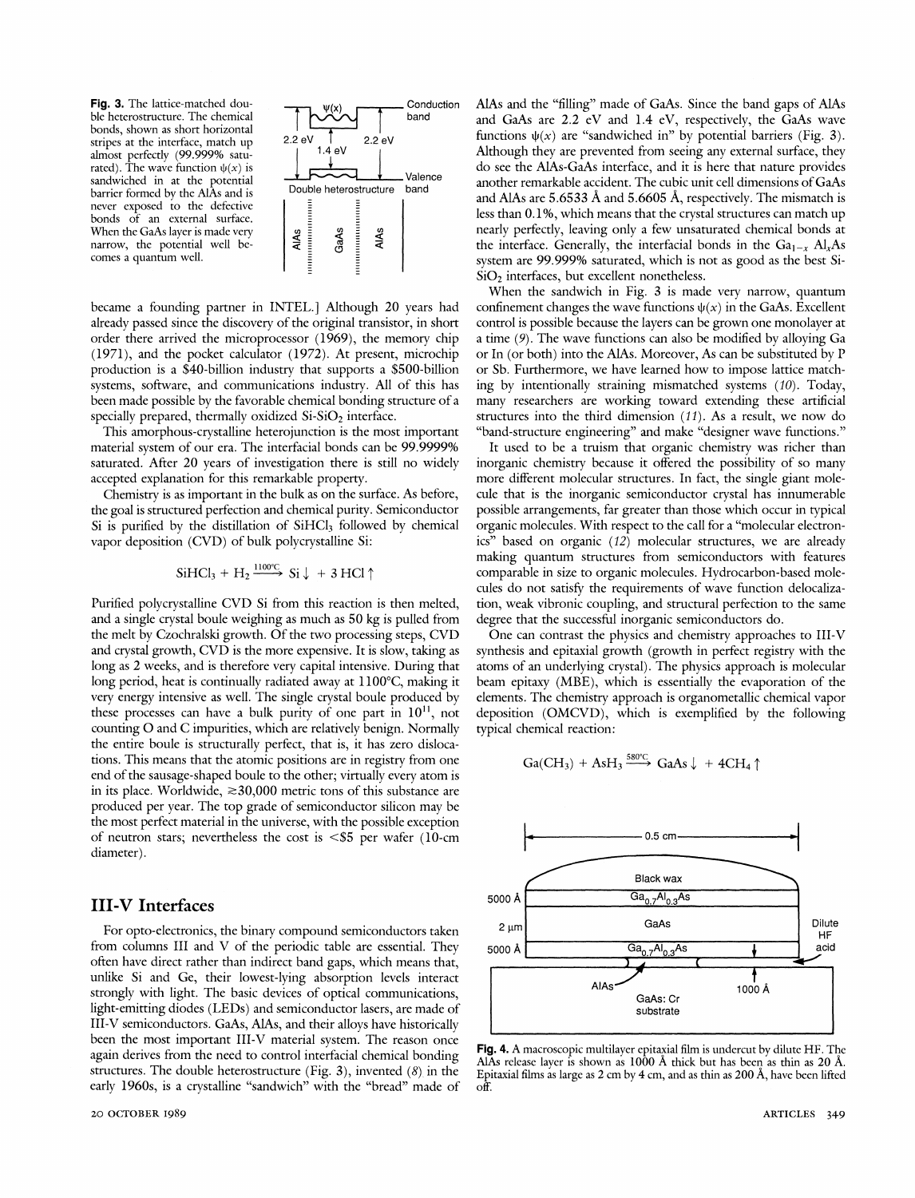**Fig. 3.** The lattice-matched double heterostructure. The chemical bonds, shown as short horizontal stripes at the interface, match up almost perfectly (99.999% saturated). The wave function $\psi(x)$ is sandwiched in at the potential barrier formed by the AlAs and is never exposed to the defective bonds of an external surface. When the GaAs layer is made very narrow, the potential well becomes a quantum well.

became a founding partner in INTEL.] Although 20 years had already passed since the discovery of the original transistor, in short order there arrived the microprocessor (1969), the memory chip (1971), and the pocket calculator (1972). At present, microchip production is a $40-billion industry that supports a $500-billion systems, software, and communications industry. All of this has been made possible by the favorable chemical bonding structure of a specially prepared, thermally oxidized Si-$SiO_2$ interface.

This amorphous-crystalline heterojunction is the most important material system of our era. The interfacial bonds can be 99.9999% saturated. After 20 years of investigation there is still no widely accepted explanation for this remarkable property.

Chemistry is as important in the bulk as on the surface. As before, the goal is structured perfection and chemical purity. Semiconductor Si is purified by the distillation of $SiHCl_3$ followed by chemical vapor deposition (CVD) of bulk polycrystalline Si:

$$SiHCl_3 + H_2 \xrightarrow{1100°C} Si\downarrow + 3\,HCl\uparrow$$

Purified polycrystalline CVD Si from this reaction is then melted, and a single crystal boule weighing as much as 50 kg is pulled from the melt by Czochralski growth. Of the two processing steps, CVD and crystal growth, CVD is the more expensive. It is slow, taking as long as 2 weeks, and is therefore very capital intensive. During that long period, heat is continually radiated away at 1100°C, making it very energy intensive as well. The single crystal boule produced by these processes can have a bulk purity of one part in $10^{11}$, not counting O and C impurities, which are relatively benign. Normally the entire boule is structurally perfect, that is, it has zero dislocations. This means that the atomic positions are in registry from one end of the sausage-shaped boule to the other; virtually every atom is in its place. Worldwide, $\gtrsim$30,000 metric tons of this substance are produced per year. The top grade of semiconductor silicon may be the most perfect material in the universe, with the possible exception of neutron stars; nevertheless the cost is <$5 per wafer (10-cm diameter).

## III-V Interfaces

For opto-electronics, the binary compound semiconductors taken from columns III and V of the periodic table are essential. They often have direct rather than indirect band gaps, which means that, unlike Si and Ge, their lowest-lying absorption levels interact strongly with light. The basic devices of optical communications, light-emitting diodes (LEDs) and semiconductor lasers, are made of III-V semiconductors. GaAs, AlAs, and their alloys have historically been the most important III-V material system. The reason once again derives from the need to control interfacial chemical bonding structures. The double heterostructure (Fig. 3), invented (8) in the early 1960s, is a crystalline "sandwich" with the "bread" made of AlAs and the "filling" made of GaAs. Since the band gaps of AlAs and GaAs are 2.2 eV and 1.4 eV, respectively, the GaAs wave functions $\psi(x)$ are "sandwiched in" by potential barriers (Fig. 3). Although they are prevented from seeing any external surface, they do see the AlAs-GaAs interface, and it is here that nature provides another remarkable accident. The cubic unit cell dimensions of GaAs and AlAs are 5.6533 Å and 5.6605 Å, respectively. The mismatch is less than 0.1%, which means that the crystal structures can match up nearly perfectly, leaving only a few unsaturated chemical bonds at the interface. Generally, the interfacial bonds in the $Ga_{1-x}Al_xAs$ system are 99.999% saturated, which is not as good as the best Si-$SiO_2$ interfaces, but excellent nonetheless.

When the sandwich in Fig. 3 is made very narrow, quantum confinement changes the wave functions $\psi(x)$ in the GaAs. Excellent control is possible because the layers can be grown one monolayer at a time (9). The wave functions can also be modified by alloying Ga or In (or both) into the AlAs. Moreover, As can be substituted by P or Sb. Furthermore, we have learned how to impose lattice matching by intentionally straining mismatched systems (10). Today, many researchers are working toward extending these artificial structures into the third dimension (11). As a result, we now do "band-structure engineering" and make "designer wave functions."

It used to be a truism that organic chemistry was richer than inorganic chemistry because it offered the possibility of so many more different molecular structures. In fact, the single giant molecule that is the inorganic semiconductor crystal has innumerable possible arrangements, far greater than those which occur in typical organic molecules. With respect to the call for a "molecular electronics" based on organic (12) molecular structures, we are already making quantum structures from semiconductors with features comparable in size to organic molecules. Hydrocarbon-based molecules do not satisfy the requirements of wave function delocalization, weak vibronic coupling, and structural perfection to the same degree that the successful inorganic semiconductors do.

One can contrast the physics and chemistry approaches to III-V synthesis and epitaxial growth (growth in perfect registry with the atoms of an underlying crystal). The physics approach is molecular beam epitaxy (MBE), which is essentially the evaporation of the elements. The chemistry approach is organometallic chemical vapor deposition (OMCVD), which is exemplified by the following typical chemical reaction:

$$Ga(CH_3) + AsH_3 \xrightarrow{580°C} GaAs\downarrow + 4CH_4\uparrow$$

**Fig. 4.** A macroscopic multilayer epitaxial film is undercut by dilute HF. The AlAs release layer is shown as 1000 Å thick but has been as thin as 20 Å. Epitaxial films as large as 2 cm by 4 cm, and as thin as 200 Å, have been lifted off.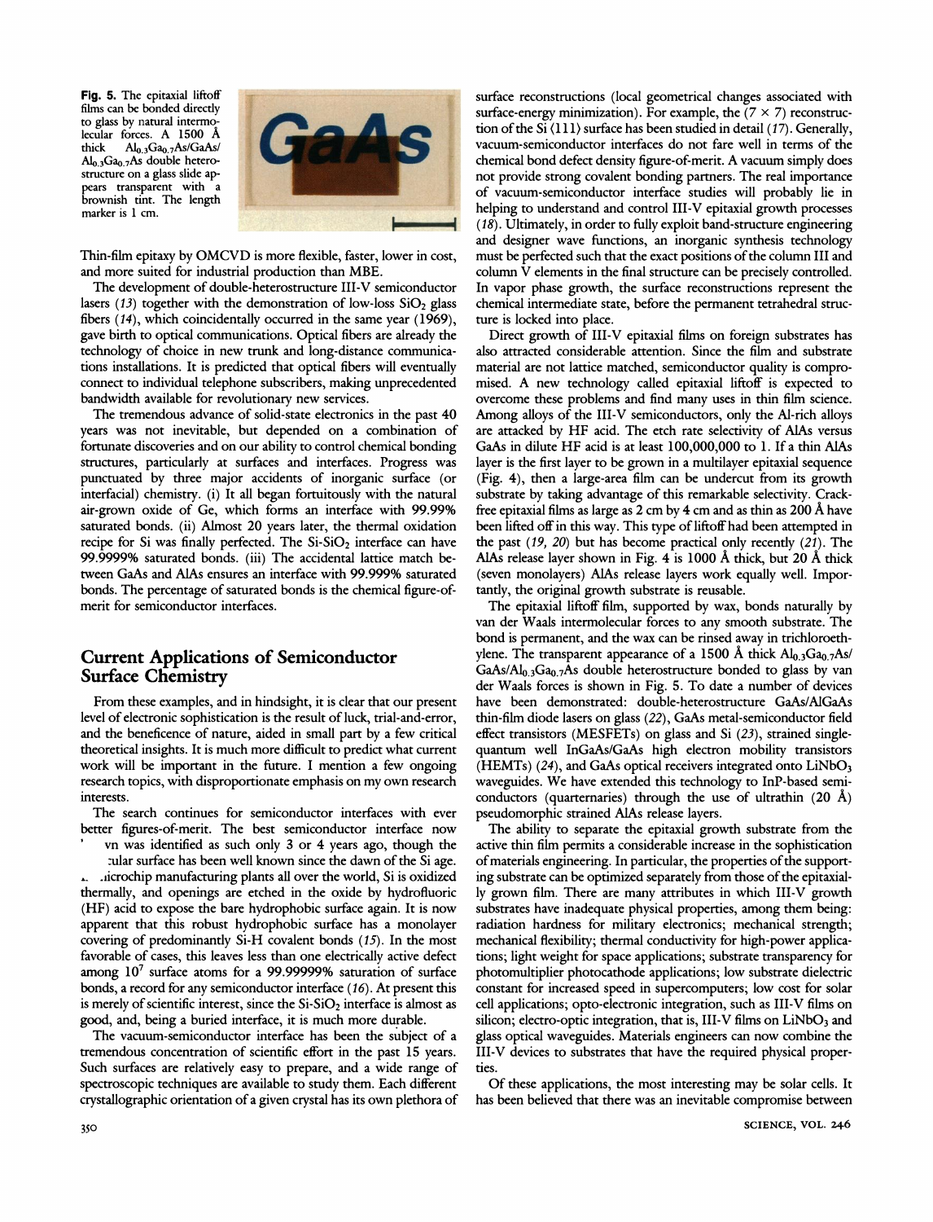**Fig. 5.** The epitaxial liftoff films can be bonded directly to glass by natural intermolecular forces. A 1500 Å thick $Al_{0.3}Ga_{0.7}As$/GaAs/$Al_{0.3}Ga_{0.7}As$ double heterostructure on a glass slide appears transparent with a brownish tint. The length marker is 1 cm.

Thin-film epitaxy by OMCVD is more flexible, faster, lower in cost, and more suited for industrial production than MBE.

The development of double-heterostructure III-V semiconductor lasers (13) together with the demonstration of low-loss $SiO_2$ glass fibers (14), which coincidentally occurred in the same year (1969), gave birth to optical communications. Optical fibers are already the technology of choice in new trunk and long-distance communications installations. It is predicted that optical fibers will eventually connect to individual telephone subscribers, making unprecedented bandwidth available for revolutionary new services.

The tremendous advance of solid-state electronics in the past 40 years was not inevitable, but depended on a combination of fortunate discoveries and on our ability to control chemical bonding structures, particularly at surfaces and interfaces. Progress was punctuated by three major accidents of inorganic surface (or interfacial) chemistry. (i) It all began fortuitously with the natural air-grown oxide of Ge, which forms an interface with 99.99% saturated bonds. (ii) Almost 20 years later, the thermal oxidation recipe for Si was finally perfected. The Si-$SiO_2$ interface can have 99.9999% saturated bonds. (iii) The accidental lattice match between GaAs and AlAs ensures an interface with 99.999% saturated bonds. The percentage of saturated bonds is the chemical figure-of-merit for semiconductor interfaces.

## Current Applications of Semiconductor Surface Chemistry

From these examples, and in hindsight, it is clear that our present level of electronic sophistication is the result of luck, trial-and-error, and the beneficence of nature, aided in small part by a few critical theoretical insights. It is much more difficult to predict what current work will be important in the future. I mention a few ongoing research topics, with disproportionate emphasis on my own research interests.

The search continues for semiconductor interfaces with ever better figures-of-merit. The best semiconductor interface now vn was identified as such only 3 or 4 years ago, though the :ular surface has been well known since the dawn of the Si age. .icrochip manufacturing plants all over the world, Si is oxidized thermally, and openings are etched in the oxide by hydrofluoric (HF) acid to expose the bare hydrophobic surface again. It is now apparent that this robust hydrophobic surface has a monolayer covering of predominantly Si-H covalent bonds (15). In the most favorable of cases, this leaves less than one electrically active defect among $10^7$ surface atoms for a 99.99999% saturation of surface bonds, a record for any semiconductor interface (16). At present this is merely of scientific interest, since the Si-$SiO_2$ interface is almost as good, and, being a buried interface, it is much more durable.

The vacuum-semiconductor interface has been the subject of a tremendous concentration of scientific effort in the past 15 years. Such surfaces are relatively easy to prepare, and a wide range of spectroscopic techniques are available to study them. Each different crystallographic orientation of a given crystal has its own plethora of surface reconstructions (local geometrical changes associated with surface-energy minimization). For example, the $(7 \times 7)$ reconstruction of the Si (111) surface has been studied in detail (17). Generally, vacuum-semiconductor interfaces do not fare well in terms of the chemical bond defect density figure-of-merit. A vacuum simply does not provide strong covalent bonding partners. The real importance of vacuum-semiconductor interface studies will probably lie in helping to understand and control III-V epitaxial growth processes (18). Ultimately, in order to fully exploit band-structure engineering and designer wave functions, an inorganic synthesis technology must be perfected such that the exact positions of the column III and column V elements in the final structure can be precisely controlled. In vapor phase growth, the surface reconstructions represent the chemical intermediate state, before the permanent tetrahedral structure is locked into place.

Direct growth of III-V epitaxial films on foreign substrates has also attracted considerable attention. Since the film and substrate material are not lattice matched, semiconductor quality is compromised. A new technology called epitaxial liftoff is expected to overcome these problems and find many uses in thin film science. Among alloys of the III-V semiconductors, only the Al-rich alloys are attacked by HF acid. The etch rate selectivity of AlAs versus GaAs in dilute HF acid is at least 100,000,000 to 1. If a thin AlAs layer is the first layer to be grown in a multilayer epitaxial sequence (Fig. 4), then a large-area film can be undercut from its growth substrate by taking advantage of this remarkable selectivity. Crack-free epitaxial films as large as 2 cm by 4 cm and as thin as 200 Å have been lifted off in this way. This type of liftoff had been attempted in the past (19, 20) but has become practical only recently (21). The AlAs release layer shown in Fig. 4 is 1000 Å thick, but 20 Å thick (seven monolayers) AlAs release layers work equally well. Importantly, the original growth substrate is reusable.

The epitaxial liftoff film, supported by wax, bonds naturally by van der Waals intermolecular forces to any smooth substrate. The bond is permanent, and the wax can be rinsed away in trichloroethylene. The transparent appearance of a 1500 Å thick $Al_{0.3}Ga_{0.7}As$/GaAs/$Al_{0.3}Ga_{0.7}As$ double heterostructure bonded to glass by van der Waals forces is shown in Fig. 5. To date a number of devices have been demonstrated: double-heterostructure GaAs/AlGaAs thin-film diode lasers on glass (22), GaAs metal-semiconductor field effect transistors (MESFETs) on glass and Si (23), strained single-quantum well InGaAs/GaAs high electron mobility transistors (HEMTs) (24), and GaAs optical receivers integrated onto $LiNbO_3$ waveguides. We have extended this technology to InP-based semiconductors (quarternaries) through the use of ultrathin (20 Å) pseudomorphic strained AlAs release layers.

The ability to separate the epitaxial growth substrate from the active thin film permits a considerable increase in the sophistication of materials engineering. In particular, the properties of the supporting substrate can be optimized separately from those of the epitaxially grown film. There are many attributes in which III-V growth substrates have inadequate physical properties, among them being: radiation hardness for military electronics; mechanical strength; mechanical flexibility; thermal conductivity for high-power applications; light weight for space applications; substrate transparency for photomultiplier photocathode applications; low substrate dielectric constant for increased speed in supercomputers; low cost for solar cell applications; opto-electronic integration, such as III-V films on silicon; electro-optic integration, that is, III-V films on $LiNbO_3$ and glass optical waveguides. Materials engineers can now combine the III-V devices to substrates that have the required physical properties.

Of these applications, the most interesting may be solar cells. It has been believed that there was an inevitable compromise between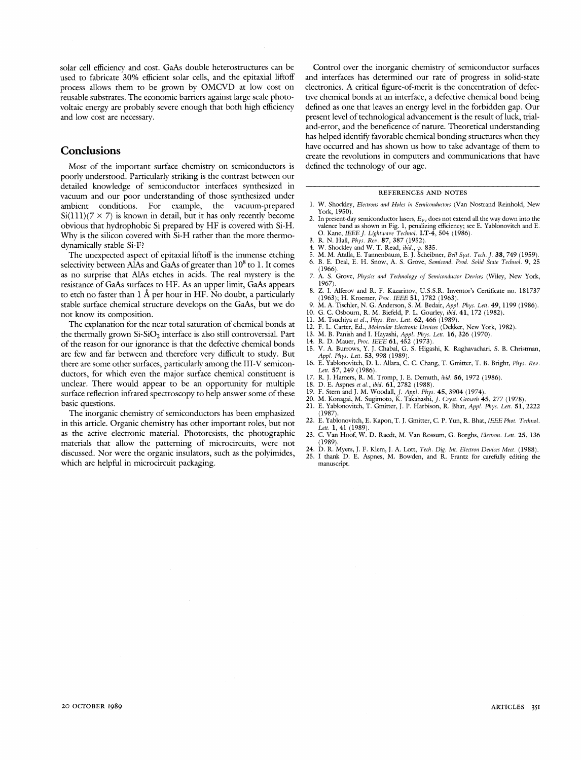solar cell efficiency and cost. GaAs double heterostructures can be used to fabricate 30% efficient solar cells, and the epitaxial liftoff process allows them to be grown by OMCVD at low cost on reusable substrates. The economic barriers against large scale photovoltaic energy are probably severe enough that both high efficiency and low cost are necessary.

## Conclusions

Most of the important surface chemistry on semiconductors is poorly understood. Particularly striking is the contrast between our detailed knowledge of semiconductor interfaces synthesized in vacuum and our poor understanding of those synthesized under ambient conditions. For example, the vacuum-prepared Si(111)(7 × 7) is known in detail, but it has only recently become obvious that hydrophobic Si prepared by HF is covered with Si-H. Why is the silicon covered with Si-H rather than the more thermodynamically stable Si-F?

The unexpected aspect of epitaxial liftoff is the immense etching selectivity between AlAs and GaAs of greater than $10^8$ to 1. It comes as no surprise that AlAs etches in acids. The real mystery is the resistance of GaAs surfaces to HF. As an upper limit, GaAs appears to etch no faster than 1 Å per hour in HF. No doubt, a particularly stable surface chemical structure develops on the GaAs, but we do not know its composition.

The explanation for the near total saturation of chemical bonds at the thermally grown Si-$SiO_2$ interface is also still controversial. Part of the reason for our ignorance is that the defective chemical bonds are few and far between and therefore very difficult to study. But there are some other surfaces, particularly among the III-V semiconductors, for which even the major surface chemical constituent is unclear. There would appear to be an opportunity for multiple surface reflection infrared spectroscopy to help answer some of these basic questions.

The inorganic chemistry of semiconductors has been emphasized in this article. Organic chemistry has other important roles, but not as the active electronic material. Photoresists, the photographic materials that allow the patterning of microcircuits, were not discussed. Nor were the organic insulators, such as the polyimides, which are helpful in microcircuit packaging.

Control over the inorganic chemistry of semiconductor surfaces and interfaces has determined our rate of progress in solid-state electronics. A critical figure-of-merit is the concentration of defective chemical bonds at an interface, a defective chemical bond being defined as one that leaves an energy level in the forbidden gap. Our present level of technological advancement is the result of luck, trial-and-error, and the beneficence of nature. Theoretical understanding has helped identify favorable chemical bonding structures when they have occurred and has shown us how to take advantage of them to create the revolutions in computers and communications that have defined the technology of our age.

### REFERENCES AND NOTES

1. W. Shockley, *Electrons and Holes in Semiconductors* (Van Nostrand Reinhold, New York, 1950).
2. In present-day semiconductor lasers, $E_F$, does not extend all the way down into the valence band as shown in Fig. 1, penalizing efficiency; see E. Yablonovitch and E. O. Kane, *IEEE J. Lightwave Technol.* **LT-4**, 504 (1986).
3. R. N. Hall, *Phys. Rev.* **87**, 387 (1952).
4. W. Shockley and W. T. Read, *ibid.*, p. 835.
5. M. M. Atalla, E. Tannenbaum, E. J. Scheibner, *Bell Syst. Tech. J.* **38**, 749 (1959).
6. B. E. Deal, E. H. Snow, A. S. Grove, *Semicond. Prod. Solid State Technol.* **9**, 25 (1966).
7. A. S. Grove, *Physics and Technology of Semiconductor Devices* (Wiley, New York, 1967).
8. Z. I. Alferov and R. F. Kazarinov, U.S.S.R. Inventor's Certificate no. 181737 (1963); H. Kroemer, *Proc. IEEE* **51**, 1782 (1963).
9. M. A. Tischler, N. G. Anderson, S. M. Bedair, *Appl. Phys. Lett.* **49**, 1199 (1986).
10. G. C. Osbourn, R. M. Biefeld, P. L. Gourley, *ibid.* **41**, 172 (1982).
11. M. Tsuchiya *et al.*, *Phys. Rev. Lett.* **62**, 466 (1989).
12. F. L. Carter, Ed., *Molecular Electronic Devices* (Dekker, New York, 1982).
13. M. B. Panish and I. Hayashi, *Appl. Phys. Lett.* **16**, 326 (1970).
14. R. D. Mauer, *Proc. IEEE* **61**, 452 (1973).
15. V. A. Burrows, Y. J. Chabal, G. S. Higashi, K. Raghavachari, S. B. Christman, *Appl. Phys. Lett.* **53**, 998 (1989).
16. E. Yablonovitch, D. L. Allara, C. C. Chang, T. Gmitter, T. B. Bright, *Phys. Rev. Lett.* **57**, 249 (1986).
17. R. J. Hamers, R. M. Tromp, J. E. Demuth, *ibid.* **56**, 1972 (1986).
18. D. E. Aspnes *et al.*, *ibid.* **61**, 2782 (1988).
19. F. Stern and J. M. Woodall, *J. Appl. Phys.* **45**, 3904 (1974).
20. M. Konagai, M. Sugimoto, K. Takahashi, *J. Cryst. Growth* **45**, 277 (1978).
21. E. Yablonovitch, T. Gmitter, J. P. Harbison, R. Bhat, *Appl. Phys. Lett.* **51**, 2222 (1987).
22. E. Yablonovitch, E. Kapon, T. J. Gmitter, C. P. Yun, R. Bhat, *IEEE Phot. Technol. Lett.* **1**, 41 (1989).
23. C. Van Hoof, W. D. Raedt, M. Van Rossum, G. Borghs, *Electron. Lett.* **25**, 136 (1989).
24. D. R. Myers, J. F. Klem, J. A. Lott, *Tech. Dig. Int. Electron Devices Meet.* (1988).
25. I thank D. E. Aspnes, M. Bowden, and R. Frantz for carefully editing the manuscript.